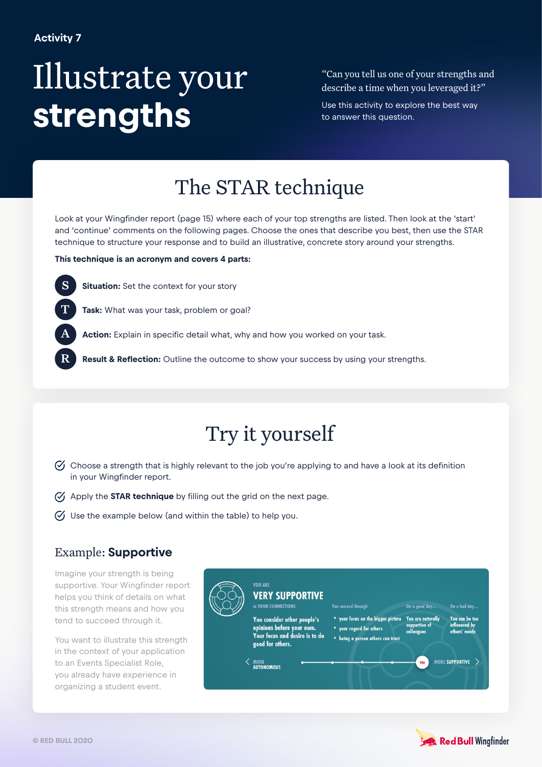Activity 7

# Illustrate your **strengths**

"Can you tell us one of your strengths and describe a time when you leveraged it?"

Use this activity to explore the best way to answer this question.

## The STAR technique

Look at your Wingfinder report (page 15) where each of your top strengths are listed. Then look at the 'start' and 'continue' comments on the following pages. Choose the ones that describe you best, then use the STAR technique to structure your response and to build an illustrative, concrete story around your strengths.

**This technique is an acronym and covers 4 parts:**

- **S** — **Situation:** Set the context for your story
- **T** — **Task:** What was your task, problem or goal?
- **A** — **Action:** Explain in specific detail what, why and how you worked on your task.
- **R** — **Result & Reflection:** Outline the outcome to show your success by using your strengths.

## Try it yourself

- Choose a strength that is highly relevant to the job you're applying to and have a look at its definition in your Wingfinder report.
- Apply the **STAR technique** by filling out the grid on the next page.
- Use the example below (and within the table) to help you.

### Example: **Supportive**

Imagine your strength is being supportive. Your Wingfinder report helps you think of details on what this strength means and how you tend to succeed through it.

You want to illustrate this strength in the context of your application to an Events Specialist Role, you already have experience in organizing a student event.

YOU ARE
**VERY SUPPORTIVE**
in YOUR CONNECTIONS

You consider other people's opinions before your own. Your focus and desire is to do good for others.

You succeed through
- your focus on the bigger picture
- your regard for others
- being a person others can trust

On a good day... You are naturally supportive of colleagues

On a bad day... You can be too influenced by others' needs

MORE AUTONOMOUS — YOU — MORE SUPPORTIVE

© RED BULL 2020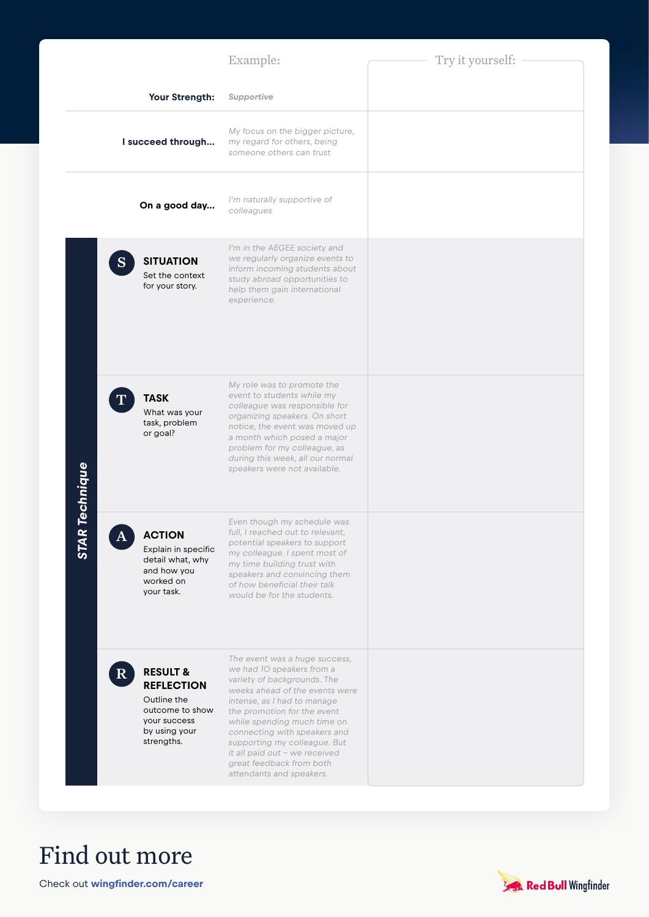| | Example: | Try it yourself: |
|---|---|---|
| **Your Strength:** | *Supportive* | |
| **I succeed through…** | *My focus on the bigger picture, my regard for others, being someone others can trust* | |
| **On a good day…** | *I'm naturally supportive of colleagues* | |

**STAR Technique**

| | Example: | Try it yourself: |
|---|---|---|
| **S — SITUATION** Set the context for your story. | *I'm in the AEGEE society and we regularly organize events to inform incoming students about study abroad opportunities to help them gain international experience.* | |
| **T — TASK** What was your task, problem or goal? | *My role was to promote the event to students while my colleague was responsible for organizing speakers. On short notice, the event was moved up a month which posed a major problem for my colleague, as during this week, all our normal speakers were not available.* | |
| **A — ACTION** Explain in specific detail what, why and how you worked on your task. | *Even though my schedule was full, I reached out to relevant, potential speakers to support my colleague. I spent most of my time building trust with speakers and convincing them of how beneficial their talk would be for the students.* | |
| **R — RESULT & REFLECTION** Outline the outcome to show your success by using your strengths. | *The event was a huge success, we had 10 speakers from a variety of backgrounds. The weeks ahead of the events were intense, as I had to manage the promotion for the event while spending much time on connecting with speakers and supporting my colleague. But it all paid out – we received great feedback from both attendants and speakers.* | |

# Find out more

Check out **wingfinder.com/career**

Red Bull Wingfinder